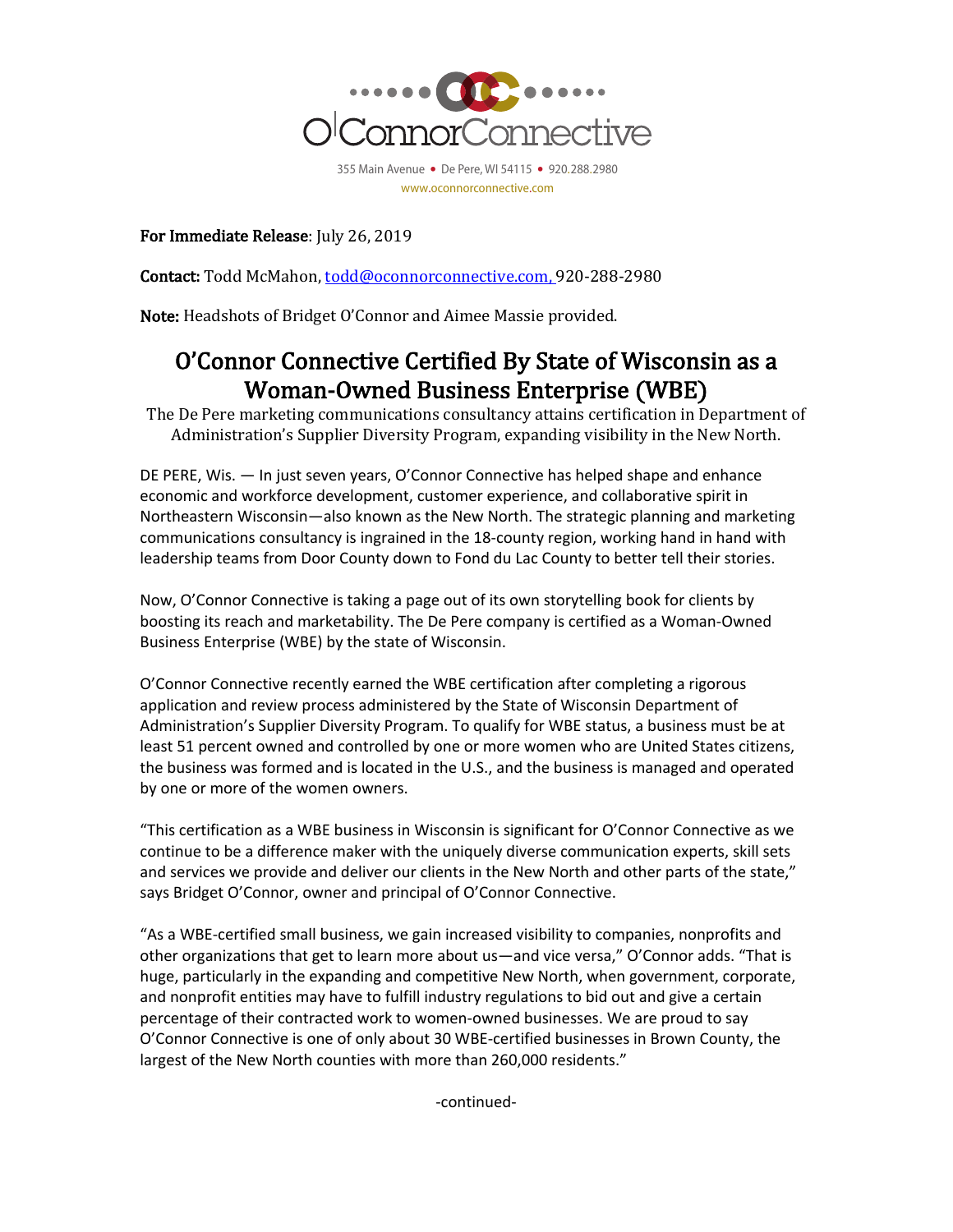O'Connor Connective

355 Main Avenue • De Pere, WI 54115 • 920.288.2980

www.oconnorconnective.com

**For Immediate Release**: July 26, 2019

**Contact:** Todd McMahon, todd@oconnorconnective.com, 920-288-2980

**Note:** Headshots of Bridget O'Connor and Aimee Massie provided.

# O'Connor Connective Certified By State of Wisconsin as a Woman-Owned Business Enterprise (WBE)

The De Pere marketing communications consultancy attains certification in Department of Administration's Supplier Diversity Program, expanding visibility in the New North.

DE PERE, Wis. — In just seven years, O'Connor Connective has helped shape and enhance economic and workforce development, customer experience, and collaborative spirit in Northeastern Wisconsin—also known as the New North. The strategic planning and marketing communications consultancy is ingrained in the 18-county region, working hand in hand with leadership teams from Door County down to Fond du Lac County to better tell their stories.

Now, O'Connor Connective is taking a page out of its own storytelling book for clients by boosting its reach and marketability. The De Pere company is certified as a Woman-Owned Business Enterprise (WBE) by the state of Wisconsin.

O'Connor Connective recently earned the WBE certification after completing a rigorous application and review process administered by the State of Wisconsin Department of Administration's Supplier Diversity Program. To qualify for WBE status, a business must be at least 51 percent owned and controlled by one or more women who are United States citizens, the business was formed and is located in the U.S., and the business is managed and operated by one or more of the women owners.

"This certification as a WBE business in Wisconsin is significant for O'Connor Connective as we continue to be a difference maker with the uniquely diverse communication experts, skill sets and services we provide and deliver our clients in the New North and other parts of the state," says Bridget O'Connor, owner and principal of O'Connor Connective.

"As a WBE-certified small business, we gain increased visibility to companies, nonprofits and other organizations that get to learn more about us—and vice versa," O'Connor adds. "That is huge, particularly in the expanding and competitive New North, when government, corporate, and nonprofit entities may have to fulfill industry regulations to bid out and give a certain percentage of their contracted work to women-owned businesses. We are proud to say O'Connor Connective is one of only about 30 WBE-certified businesses in Brown County, the largest of the New North counties with more than 260,000 residents."

-continued-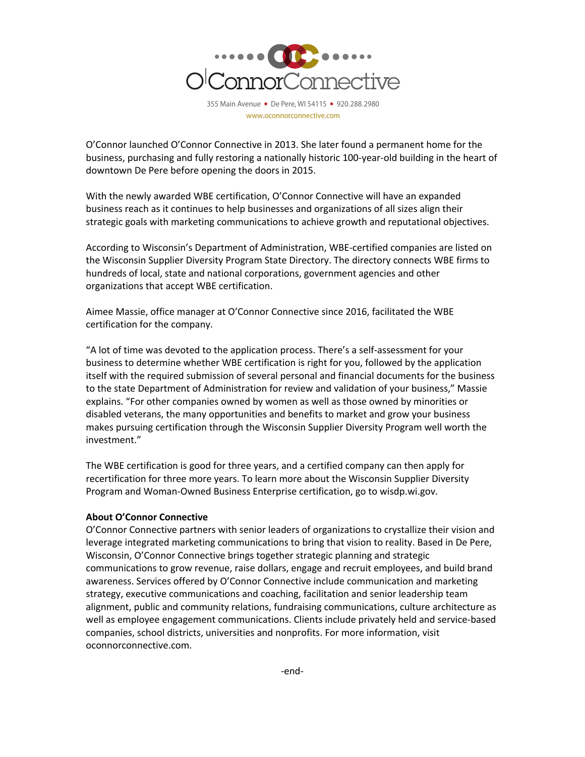O'Connor Connective

355 Main Avenue • De Pere, WI 54115 • 920.288.2980
www.oconnorconnective.com

O'Connor launched O'Connor Connective in 2013. She later found a permanent home for the business, purchasing and fully restoring a nationally historic 100-year-old building in the heart of downtown De Pere before opening the doors in 2015.

With the newly awarded WBE certification, O'Connor Connective will have an expanded business reach as it continues to help businesses and organizations of all sizes align their strategic goals with marketing communications to achieve growth and reputational objectives.

According to Wisconsin's Department of Administration, WBE-certified companies are listed on the Wisconsin Supplier Diversity Program State Directory. The directory connects WBE firms to hundreds of local, state and national corporations, government agencies and other organizations that accept WBE certification.

Aimee Massie, office manager at O'Connor Connective since 2016, facilitated the WBE certification for the company.

"A lot of time was devoted to the application process. There's a self-assessment for your business to determine whether WBE certification is right for you, followed by the application itself with the required submission of several personal and financial documents for the business to the state Department of Administration for review and validation of your business," Massie explains. "For other companies owned by women as well as those owned by minorities or disabled veterans, the many opportunities and benefits to market and grow your business makes pursuing certification through the Wisconsin Supplier Diversity Program well worth the investment."

The WBE certification is good for three years, and a certified company can then apply for recertification for three more years. To learn more about the Wisconsin Supplier Diversity Program and Woman-Owned Business Enterprise certification, go to wisdp.wi.gov.

**About O'Connor Connective**

O'Connor Connective partners with senior leaders of organizations to crystallize their vision and leverage integrated marketing communications to bring that vision to reality. Based in De Pere, Wisconsin, O'Connor Connective brings together strategic planning and strategic communications to grow revenue, raise dollars, engage and recruit employees, and build brand awareness. Services offered by O'Connor Connective include communication and marketing strategy, executive communications and coaching, facilitation and senior leadership team alignment, public and community relations, fundraising communications, culture architecture as well as employee engagement communications. Clients include privately held and service-based companies, school districts, universities and nonprofits. For more information, visit oconnorconnective.com.

-end-